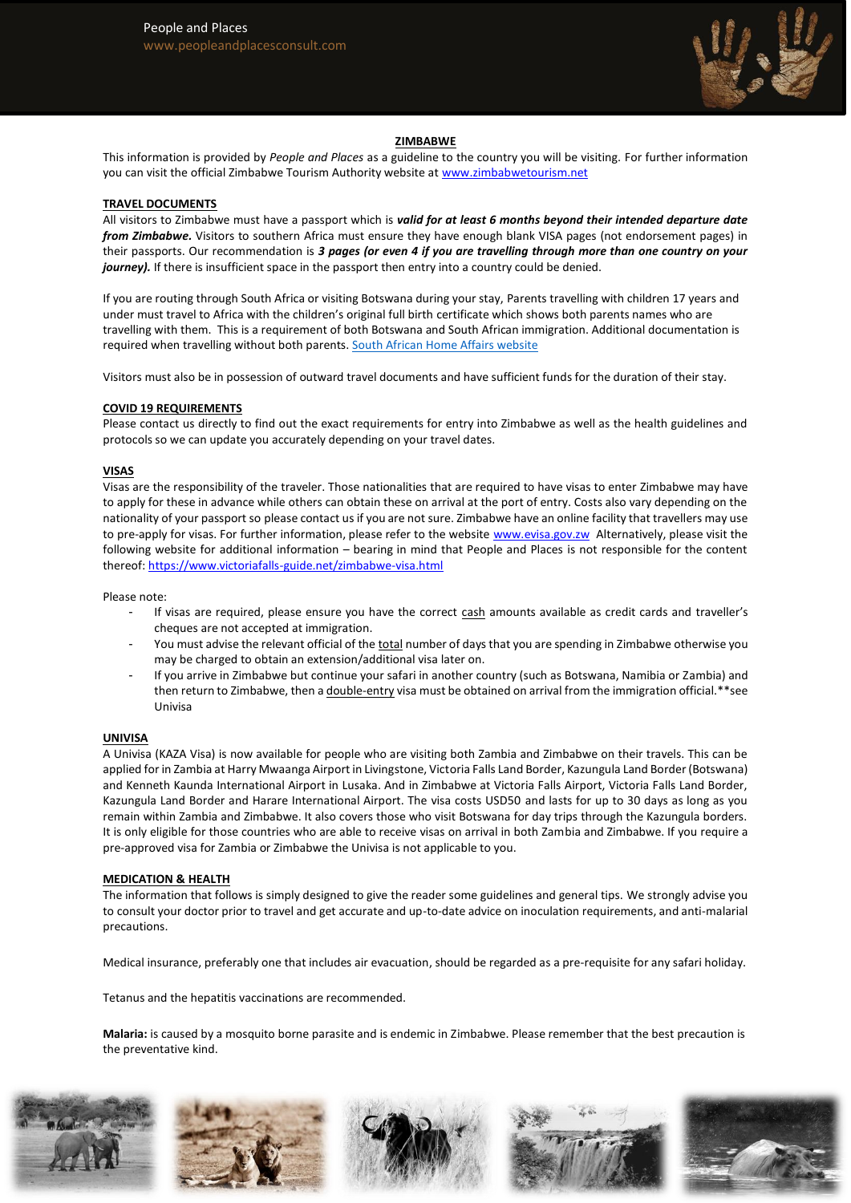# ZIMBABWE

This information is provided by *People and Places* as a guideline to the country you will be visiting. For further information you can visit the official Zimbabwe Tourism Authority website at [www.zimbabwetourism.net](www.zimbabwetourism.net)

## TRAVEL DOCUMENTS

All visitors to Zimbabwe must have a passport which is ***valid for at least 6 months beyond their intended departure date from Zimbabwe.*** Visitors to southern Africa must ensure they have enough blank VISA pages (not endorsement pages) in their passports. Our recommendation is ***3 pages (or even 4 if you are travelling through more than one country on your journey).*** If there is insufficient space in the passport then entry into a country could be denied.

If you are routing through South Africa or visiting Botswana during your stay, Parents travelling with children 17 years and under must travel to Africa with the children's original full birth certificate which shows both parents names who are travelling with them. This is a requirement of both Botswana and South African immigration. Additional documentation is required when travelling without both parents. [South African Home Affairs website]()

Visitors must also be in possession of outward travel documents and have sufficient funds for the duration of their stay.

## COVID 19 REQUIREMENTS

Please contact us directly to find out the exact requirements for entry into Zimbabwe as well as the health guidelines and protocols so we can update you accurately depending on your travel dates.

## VISAS

Visas are the responsibility of the traveler. Those nationalities that are required to have visas to enter Zimbabwe may have to apply for these in advance while others can obtain these on arrival at the port of entry. Costs also vary depending on the nationality of your passport so please contact us if you are not sure. Zimbabwe have an online facility that travellers may use to pre-apply for visas. For further information, please refer to the website [www.evisa.gov.zw](www.evisa.gov.zw) Alternatively, please visit the following website for additional information – bearing in mind that People and Places is not responsible for the content thereof: [https://www.victoriafalls-guide.net/zimbabwe-visa.html](https://www.victoriafalls-guide.net/zimbabwe-visa.html)

Please note:

- If visas are required, please ensure you have the correct cash amounts available as credit cards and traveller's cheques are not accepted at immigration.
- You must advise the relevant official of the total number of days that you are spending in Zimbabwe otherwise you may be charged to obtain an extension/additional visa later on.
- If you arrive in Zimbabwe but continue your safari in another country (such as Botswana, Namibia or Zambia) and then return to Zimbabwe, then a double-entry visa must be obtained on arrival from the immigration official.**see Univisa

## UNIVISA

A Univisa (KAZA Visa) is now available for people who are visiting both Zambia and Zimbabwe on their travels. This can be applied for in Zambia at Harry Mwaanga Airport in Livingstone, Victoria Falls Land Border, Kazungula Land Border (Botswana) and Kenneth Kaunda International Airport in Lusaka. And in Zimbabwe at Victoria Falls Airport, Victoria Falls Land Border, Kazungula Land Border and Harare International Airport. The visa costs USD50 and lasts for up to 30 days as long as you remain within Zambia and Zimbabwe. It also covers those who visit Botswana for day trips through the Kazungula borders. It is only eligible for those countries who are able to receive visas on arrival in both Zambia and Zimbabwe. If you require a pre-approved visa for Zambia or Zimbabwe the Univisa is not applicable to you.

## MEDICATION & HEALTH

The information that follows is simply designed to give the reader some guidelines and general tips. We strongly advise you to consult your doctor prior to travel and get accurate and up-to-date advice on inoculation requirements, and anti-malarial precautions.

Medical insurance, preferably one that includes air evacuation, should be regarded as a pre-requisite for any safari holiday.

Tetanus and the hepatitis vaccinations are recommended.

**Malaria:** is caused by a mosquito borne parasite and is endemic in Zimbabwe. Please remember that the best precaution is the preventative kind.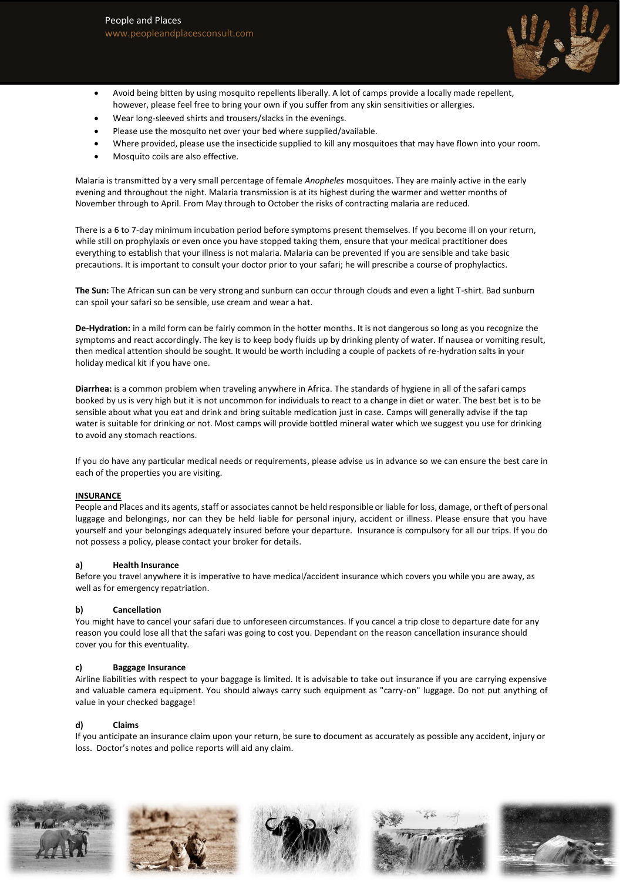- Avoid being bitten by using mosquito repellents liberally. A lot of camps provide a locally made repellent, however, please feel free to bring your own if you suffer from any skin sensitivities or allergies.
- Wear long-sleeved shirts and trousers/slacks in the evenings.
- Please use the mosquito net over your bed where supplied/available.
- Where provided, please use the insecticide supplied to kill any mosquitoes that may have flown into your room.
- Mosquito coils are also effective.

Malaria is transmitted by a very small percentage of female *Anopheles* mosquitoes. They are mainly active in the early evening and throughout the night. Malaria transmission is at its highest during the warmer and wetter months of November through to April. From May through to October the risks of contracting malaria are reduced.

There is a 6 to 7-day minimum incubation period before symptoms present themselves. If you become ill on your return, while still on prophylaxis or even once you have stopped taking them, ensure that your medical practitioner does everything to establish that your illness is not malaria. Malaria can be prevented if you are sensible and take basic precautions. It is important to consult your doctor prior to your safari; he will prescribe a course of prophylactics.

**The Sun:** The African sun can be very strong and sunburn can occur through clouds and even a light T-shirt. Bad sunburn can spoil your safari so be sensible, use cream and wear a hat.

**De-Hydration:** in a mild form can be fairly common in the hotter months. It is not dangerous so long as you recognize the symptoms and react accordingly. The key is to keep body fluids up by drinking plenty of water. If nausea or vomiting result, then medical attention should be sought. It would be worth including a couple of packets of re-hydration salts in your holiday medical kit if you have one.

**Diarrhea:** is a common problem when traveling anywhere in Africa. The standards of hygiene in all of the safari camps booked by us is very high but it is not uncommon for individuals to react to a change in diet or water. The best bet is to be sensible about what you eat and drink and bring suitable medication just in case. Camps will generally advise if the tap water is suitable for drinking or not. Most camps will provide bottled mineral water which we suggest you use for drinking to avoid any stomach reactions.

If you do have any particular medical needs or requirements, please advise us in advance so we can ensure the best care in each of the properties you are visiting.

## INSURANCE

People and Places and its agents, staff or associates cannot be held responsible or liable for loss, damage, or theft of personal luggage and belongings, nor can they be held liable for personal injury, accident or illness. Please ensure that you have yourself and your belongings adequately insured before your departure. Insurance is compulsory for all our trips. If you do not possess a policy, please contact your broker for details.

### a) Health Insurance

Before you travel anywhere it is imperative to have medical/accident insurance which covers you while you are away, as well as for emergency repatriation.

### b) Cancellation

You might have to cancel your safari due to unforeseen circumstances. If you cancel a trip close to departure date for any reason you could lose all that the safari was going to cost you. Dependant on the reason cancellation insurance should cover you for this eventuality.

### c) Baggage Insurance

Airline liabilities with respect to your baggage is limited. It is advisable to take out insurance if you are carrying expensive and valuable camera equipment. You should always carry such equipment as "carry-on" luggage. Do not put anything of value in your checked baggage!

### d) Claims

If you anticipate an insurance claim upon your return, be sure to document as accurately as possible any accident, injury or loss. Doctor's notes and police reports will aid any claim.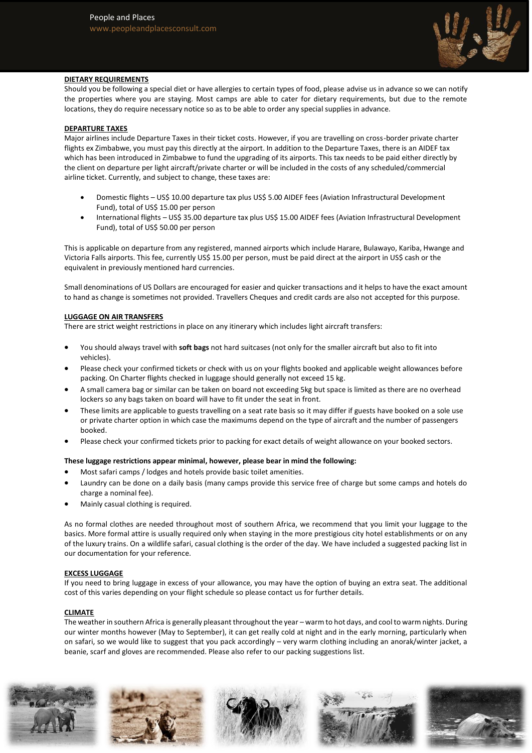## DIETARY REQUIREMENTS

Should you be following a special diet or have allergies to certain types of food, please advise us in advance so we can notify the properties where you are staying. Most camps are able to cater for dietary requirements, but due to the remote locations, they do require necessary notice so as to be able to order any special supplies in advance.

## DEPARTURE TAXES

Major airlines include Departure Taxes in their ticket costs. However, if you are travelling on cross-border private charter flights ex Zimbabwe, you must pay this directly at the airport. In addition to the Departure Taxes, there is an AIDEF tax which has been introduced in Zimbabwe to fund the upgrading of its airports. This tax needs to be paid either directly by the client on departure per light aircraft/private charter or will be included in the costs of any scheduled/commercial airline ticket. Currently, and subject to change, these taxes are:

- Domestic flights – US$ 10.00 departure tax plus US$ 5.00 AIDEF fees (Aviation Infrastructural Development Fund), total of US$ 15.00 per person
- International flights – US$ 35.00 departure tax plus US$ 15.00 AIDEF fees (Aviation Infrastructural Development Fund), total of US$ 50.00 per person

This is applicable on departure from any registered, manned airports which include Harare, Bulawayo, Kariba, Hwange and Victoria Falls airports. This fee, currently US$ 15.00 per person, must be paid direct at the airport in US$ cash or the equivalent in previously mentioned hard currencies.

Small denominations of US Dollars are encouraged for easier and quicker transactions and it helps to have the exact amount to hand as change is sometimes not provided. Travellers Cheques and credit cards are also not accepted for this purpose.

## LUGGAGE ON AIR TRANSFERS

There are strict weight restrictions in place on any itinerary which includes light aircraft transfers:

- You should always travel with **soft bags** not hard suitcases (not only for the smaller aircraft but also to fit into vehicles).
- Please check your confirmed tickets or check with us on your flights booked and applicable weight allowances before packing. On Charter flights checked in luggage should generally not exceed 15 kg.
- A small camera bag or similar can be taken on board not exceeding 5kg but space is limited as there are no overhead lockers so any bags taken on board will have to fit under the seat in front.
- These limits are applicable to guests travelling on a seat rate basis so it may differ if guests have booked on a sole use or private charter option in which case the maximums depend on the type of aircraft and the number of passengers booked.
- Please check your confirmed tickets prior to packing for exact details of weight allowance on your booked sectors.

**These luggage restrictions appear minimal, however, please bear in mind the following:**

- Most safari camps / lodges and hotels provide basic toilet amenities.
- Laundry can be done on a daily basis (many camps provide this service free of charge but some camps and hotels do charge a nominal fee).
- Mainly casual clothing is required.

As no formal clothes are needed throughout most of southern Africa, we recommend that you limit your luggage to the basics. More formal attire is usually required only when staying in the more prestigious city hotel establishments or on any of the luxury trains. On a wildlife safari, casual clothing is the order of the day. We have included a suggested packing list in our documentation for your reference.

## EXCESS LUGGAGE

If you need to bring luggage in excess of your allowance, you may have the option of buying an extra seat. The additional cost of this varies depending on your flight schedule so please contact us for further details.

## CLIMATE

The weather in southern Africa is generally pleasant throughout the year – warm to hot days, and cool to warm nights. During our winter months however (May to September), it can get really cold at night and in the early morning, particularly when on safari, so we would like to suggest that you pack accordingly – very warm clothing including an anorak/winter jacket, a beanie, scarf and gloves are recommended. Please also refer to our packing suggestions list.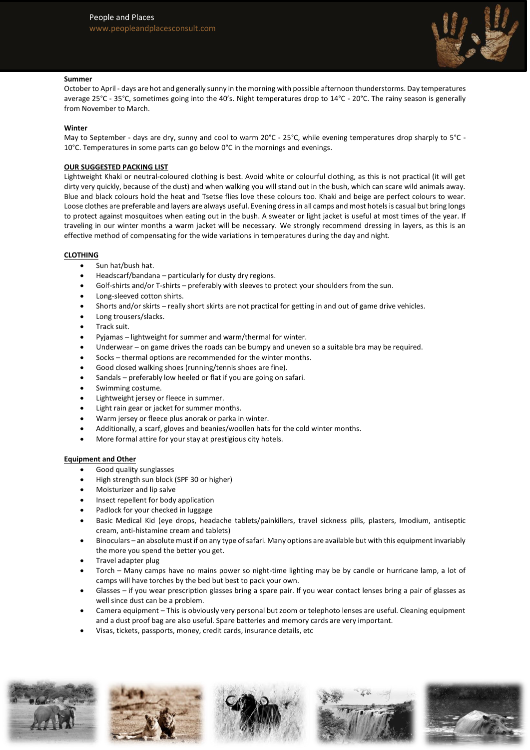**Summer**

October to April - days are hot and generally sunny in the morning with possible afternoon thunderstorms. Day temperatures average 25°C - 35°C, sometimes going into the 40's. Night temperatures drop to 14°C - 20°C. The rainy season is generally from November to March.

**Winter**

May to September - days are dry, sunny and cool to warm 20°C - 25°C, while evening temperatures drop sharply to 5°C - 10°C. Temperatures in some parts can go below 0°C in the mornings and evenings.

## OUR SUGGESTED PACKING LIST

Lightweight Khaki or neutral-coloured clothing is best. Avoid white or colourful clothing, as this is not practical (it will get dirty very quickly, because of the dust) and when walking you will stand out in the bush, which can scare wild animals away. Blue and black colours hold the heat and Tsetse flies love these colours too. Khaki and beige are perfect colours to wear. Loose clothes are preferable and layers are always useful. Evening dress in all camps and most hotels is casual but bring longs to protect against mosquitoes when eating out in the bush. A sweater or light jacket is useful at most times of the year. If traveling in our winter months a warm jacket will be necessary. We strongly recommend dressing in layers, as this is an effective method of compensating for the wide variations in temperatures during the day and night.

## CLOTHING

- Sun hat/bush hat.
- Headscarf/bandana – particularly for dusty dry regions.
- Golf-shirts and/or T-shirts – preferably with sleeves to protect your shoulders from the sun.
- Long-sleeved cotton shirts.
- Shorts and/or skirts – really short skirts are not practical for getting in and out of game drive vehicles.
- Long trousers/slacks.
- Track suit.
- Pyjamas – lightweight for summer and warm/thermal for winter.
- Underwear – on game drives the roads can be bumpy and uneven so a suitable bra may be required.
- Socks – thermal options are recommended for the winter months.
- Good closed walking shoes (running/tennis shoes are fine).
- Sandals – preferably low heeled or flat if you are going on safari.
- Swimming costume.
- Lightweight jersey or fleece in summer.
- Light rain gear or jacket for summer months.
- Warm jersey or fleece plus anorak or parka in winter.
- Additionally, a scarf, gloves and beanies/woollen hats for the cold winter months.
- More formal attire for your stay at prestigious city hotels.

## Equipment and Other

- Good quality sunglasses
- High strength sun block (SPF 30 or higher)
- Moisturizer and lip salve
- Insect repellent for body application
- Padlock for your checked in luggage
- Basic Medical Kid (eye drops, headache tablets/painkillers, travel sickness pills, plasters, Imodium, antiseptic cream, anti-histamine cream and tablets)
- Binoculars – an absolute must if on any type of safari. Many options are available but with this equipment invariably the more you spend the better you get.
- Travel adapter plug
- Torch – Many camps have no mains power so night-time lighting may be by candle or hurricane lamp, a lot of camps will have torches by the bed but best to pack your own.
- Glasses – if you wear prescription glasses bring a spare pair. If you wear contact lenses bring a pair of glasses as well since dust can be a problem.
- Camera equipment – This is obviously very personal but zoom or telephoto lenses are useful. Cleaning equipment and a dust proof bag are also useful. Spare batteries and memory cards are very important.
- Visas, tickets, passports, money, credit cards, insurance details, etc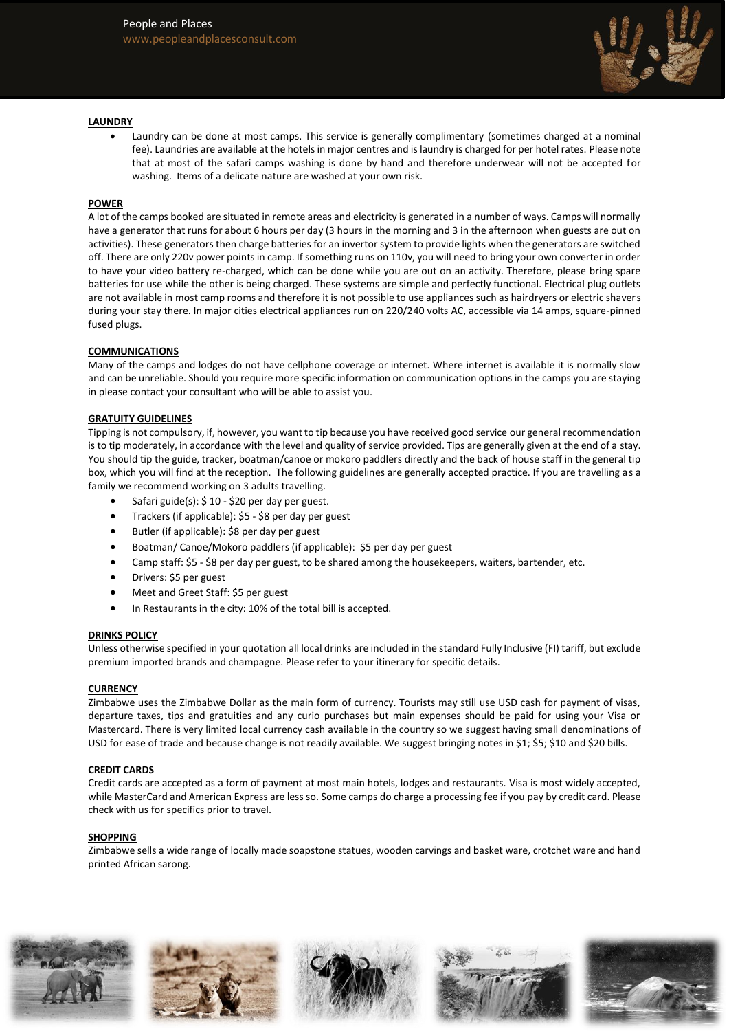## LAUNDRY

- Laundry can be done at most camps. This service is generally complimentary (sometimes charged at a nominal fee). Laundries are available at the hotels in major centres and is laundry is charged for per hotel rates. Please note that at most of the safari camps washing is done by hand and therefore underwear will not be accepted for washing. Items of a delicate nature are washed at your own risk.

## POWER

A lot of the camps booked are situated in remote areas and electricity is generated in a number of ways. Camps will normally have a generator that runs for about 6 hours per day (3 hours in the morning and 3 in the afternoon when guests are out on activities). These generators then charge batteries for an invertor system to provide lights when the generators are switched off. There are only 220v power points in camp. If something runs on 110v, you will need to bring your own converter in order to have your video battery re-charged, which can be done while you are out on an activity. Therefore, please bring spare batteries for use while the other is being charged. These systems are simple and perfectly functional. Electrical plug outlets are not available in most camp rooms and therefore it is not possible to use appliances such as hairdryers or electric shavers during your stay there. In major cities electrical appliances run on 220/240 volts AC, accessible via 14 amps, square-pinned fused plugs.

## COMMUNICATIONS

Many of the camps and lodges do not have cellphone coverage or internet. Where internet is available it is normally slow and can be unreliable. Should you require more specific information on communication options in the camps you are staying in please contact your consultant who will be able to assist you.

## GRATUITY GUIDELINES

Tipping is not compulsory, if, however, you want to tip because you have received good service our general recommendation is to tip moderately, in accordance with the level and quality of service provided. Tips are generally given at the end of a stay. You should tip the guide, tracker, boatman/canoe or mokoro paddlers directly and the back of house staff in the general tip box, which you will find at the reception. The following guidelines are generally accepted practice. If you are travelling as a family we recommend working on 3 adults travelling.

- Safari guide(s): $ 10 - $20 per day per guest.
- Trackers (if applicable): $5 - $8 per day per guest
- Butler (if applicable): $8 per day per guest
- Boatman/ Canoe/Mokoro paddlers (if applicable): $5 per day per guest
- Camp staff: $5 - $8 per day per guest, to be shared among the housekeepers, waiters, bartender, etc.
- Drivers: $5 per guest
- Meet and Greet Staff: $5 per guest
- In Restaurants in the city: 10% of the total bill is accepted.

## DRINKS POLICY

Unless otherwise specified in your quotation all local drinks are included in the standard Fully Inclusive (FI) tariff, but exclude premium imported brands and champagne. Please refer to your itinerary for specific details.

## CURRENCY

Zimbabwe uses the Zimbabwe Dollar as the main form of currency. Tourists may still use USD cash for payment of visas, departure taxes, tips and gratuities and any curio purchases but main expenses should be paid for using your Visa or Mastercard. There is very limited local currency cash available in the country so we suggest having small denominations of USD for ease of trade and because change is not readily available. We suggest bringing notes in $1; $5; $10 and $20 bills.

## CREDIT CARDS

Credit cards are accepted as a form of payment at most main hotels, lodges and restaurants. Visa is most widely accepted, while MasterCard and American Express are less so. Some camps do charge a processing fee if you pay by credit card. Please check with us for specifics prior to travel.

## SHOPPING

Zimbabwe sells a wide range of locally made soapstone statues, wooden carvings and basket ware, crotchet ware and hand printed African sarong.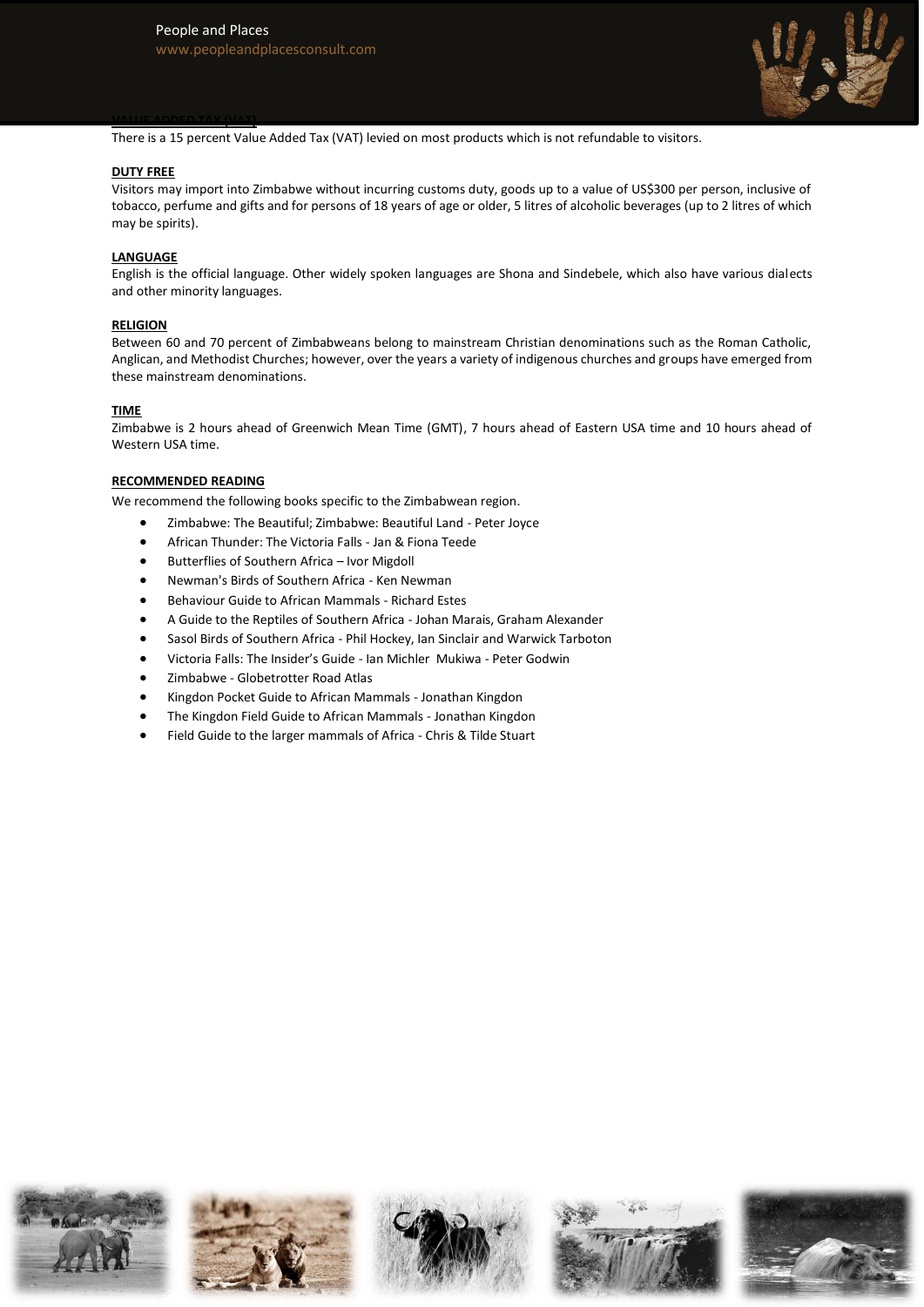**VALUE ADDED TAX (VAT)**

There is a 15 percent Value Added Tax (VAT) levied on most products which is not refundable to visitors.

**DUTY FREE**

Visitors may import into Zimbabwe without incurring customs duty, goods up to a value of US$300 per person, inclusive of tobacco, perfume and gifts and for persons of 18 years of age or older, 5 litres of alcoholic beverages (up to 2 litres of which may be spirits).

**LANGUAGE**

English is the official language. Other widely spoken languages are Shona and Sindebele, which also have various dialects and other minority languages.

**RELIGION**

Between 60 and 70 percent of Zimbabweans belong to mainstream Christian denominations such as the Roman Catholic, Anglican, and Methodist Churches; however, over the years a variety of indigenous churches and groups have emerged from these mainstream denominations.

**TIME**

Zimbabwe is 2 hours ahead of Greenwich Mean Time (GMT), 7 hours ahead of Eastern USA time and 10 hours ahead of Western USA time.

**RECOMMENDED READING**

We recommend the following books specific to the Zimbabwean region.

- Zimbabwe: The Beautiful; Zimbabwe: Beautiful Land - Peter Joyce
- African Thunder: The Victoria Falls - Jan & Fiona Teede
- Butterflies of Southern Africa – Ivor Migdoll
- Newman's Birds of Southern Africa - Ken Newman
- Behaviour Guide to African Mammals - Richard Estes
- A Guide to the Reptiles of Southern Africa - Johan Marais, Graham Alexander
- Sasol Birds of Southern Africa - Phil Hockey, Ian Sinclair and Warwick Tarboton
- Victoria Falls: The Insider's Guide - Ian Michler Mukiwa - Peter Godwin
- Zimbabwe - Globetrotter Road Atlas
- Kingdon Pocket Guide to African Mammals - Jonathan Kingdon
- The Kingdon Field Guide to African Mammals - Jonathan Kingdon
- Field Guide to the larger mammals of Africa - Chris & Tilde Stuart